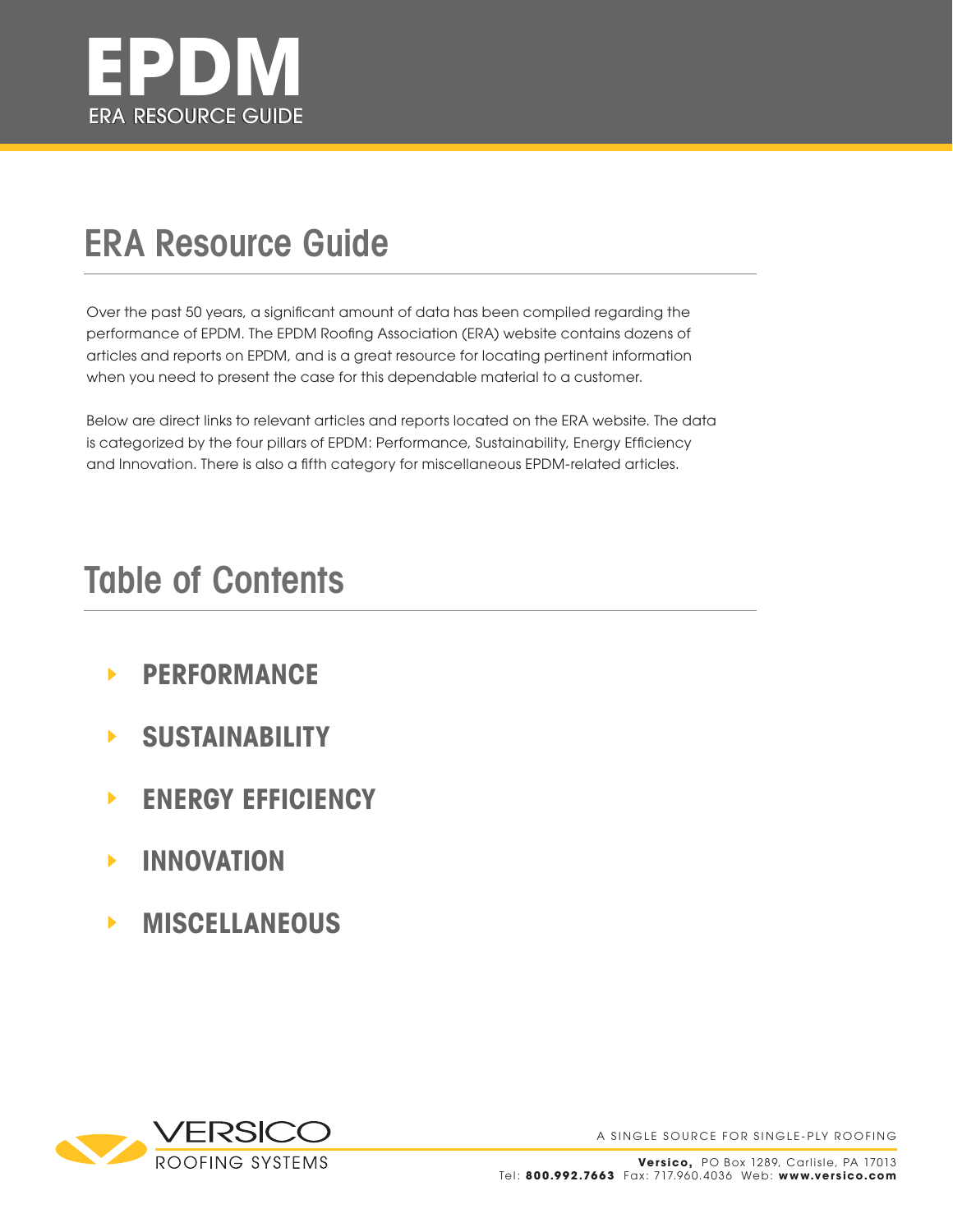# EPDM

ERA RESOURCE GUIDE

## ERA Resource Guide

Over the past 50 years, a significant amount of data has been compiled regarding the performance of EPDM. The EPDM Roofing Association (ERA) website contains dozens of articles and reports on EPDM, and is a great resource for locating pertinent information when you need to present the case for this dependable material to a customer.

Below are direct links to relevant articles and reports located on the ERA website. The data is categorized by the four pillars of EPDM: Performance, Sustainability, Energy Efficiency and Innovation. There is also a fifth category for miscellaneous EPDM-related articles.

## Table of Contents

- **PERFORMANCE**
- **SUSTAINABILITY**
- **ENERGY EFFICIENCY**
- **INNOVATION**
- **MISCELLANEOUS**

VERSICO ROOFING SYSTEMS

A SINGLE SOURCE FOR SINGLE-PLY ROOFING

**Versico,** PO Box 1289, Carlisle, PA 17013
Tel: **800.992.7663** Fax: 717.960.4036 Web: **www.versico.com**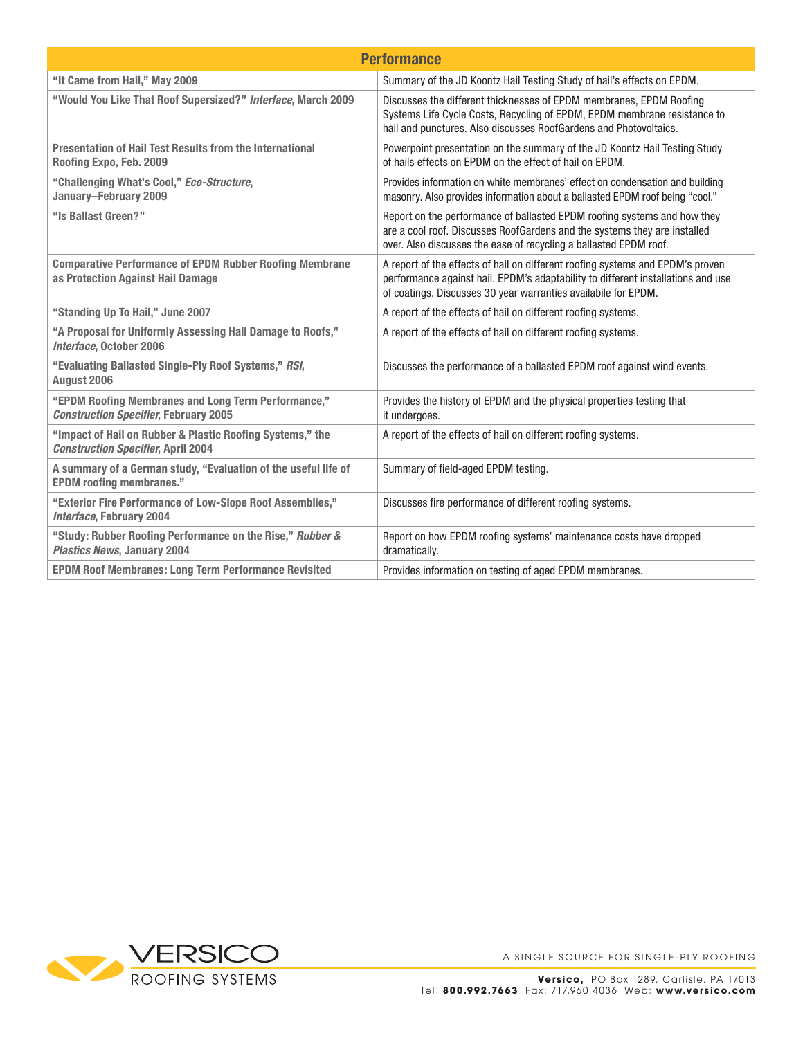| Performance | |
|---|---|
| **"It Came from Hail," May 2009** | Summary of the JD Koontz Hail Testing Study of hail's effects on EPDM. |
| **"Would You Like That Roof Supersized?" *Interface*, March 2009** | Discusses the different thicknesses of EPDM membranes, EPDM Roofing Systems Life Cycle Costs, Recycling of EPDM, EPDM membrane resistance to hail and punctures. Also discusses RoofGardens and Photovoltaics. |
| **Presentation of Hail Test Results from the International Roofing Expo, Feb. 2009** | Powerpoint presentation on the summary of the JD Koontz Hail Testing Study of hails effects on EPDM on the effect of hail on EPDM. |
| **"Challenging What's Cool," *Eco-Structure*, January–February 2009** | Provides information on white membranes' effect on condensation and building masonry. Also provides information about a ballasted EPDM roof being "cool." |
| **"Is Ballast Green?"** | Report on the performance of ballasted EPDM roofing systems and how they are a cool roof. Discusses RoofGardens and the systems they are installed over. Also discusses the ease of recycling a ballasted EPDM roof. |
| **Comparative Performance of EPDM Rubber Roofing Membrane as Protection Against Hail Damage** | A report of the effects of hail on different roofing systems and EPDM's proven performance against hail. EPDM's adaptability to different installations and use of coatings. Discusses 30 year warranties availible for EPDM. |
| **"Standing Up To Hail," June 2007** | A report of the effects of hail on different roofing systems. |
| **"A Proposal for Uniformly Assessing Hail Damage to Roofs," *Interface*, October 2006** | A report of the effects of hail on different roofing systems. |
| **"Evaluating Ballasted Single-Ply Roof Systems," *RSI*, August 2006** | Discusses the performance of a ballasted EPDM roof against wind events. |
| **"EPDM Roofing Membranes and Long Term Performance," *Construction Specifier*, February 2005** | Provides the history of EPDM and the physical properties testing that it undergoes. |
| **"Impact of Hail on Rubber & Plastic Roofing Systems," the *Construction Specifier*, April 2004** | A report of the effects of hail on different roofing systems. |
| **A summary of a German study, "Evaluation of the useful life of EPDM roofing membranes."** | Summary of field-aged EPDM testing. |
| **"Exterior Fire Performance of Low-Slope Roof Assemblies," *Interface*, February 2004** | Discusses fire performance of different roofing systems. |
| **"Study: Rubber Roofing Performance on the Rise," *Rubber & Plastics News*, January 2004** | Report on how EPDM roofing systems' maintenance costs have dropped dramatically. |
| **EPDM Roof Membranes: Long Term Performance Revisited** | Provides information on testing of aged EPDM membranes. |

VERSICO ROOFING SYSTEMS

A SINGLE SOURCE FOR SINGLE-PLY ROOFING

**Versico,** PO Box 1289, Carlisle, PA 17013
Tel: **800.992.7663** Fax: 717.960.4036 Web: **www.versico.com**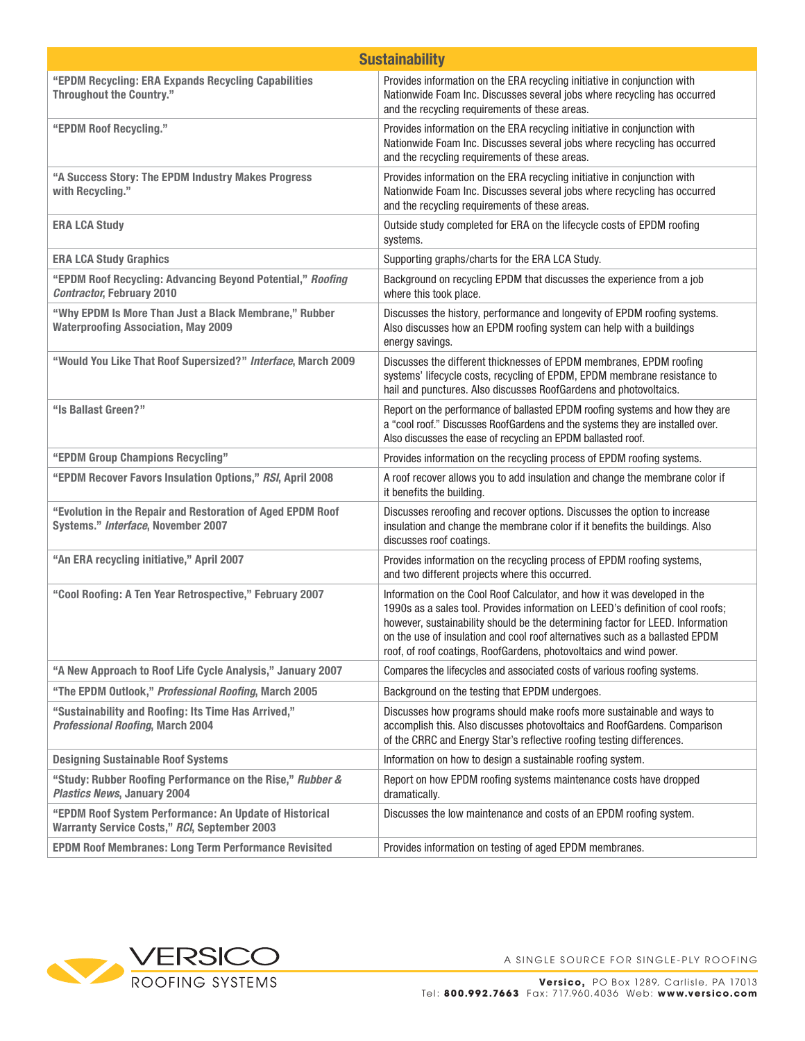| Sustainability | |
|---|---|
| **"EPDM Recycling: ERA Expands Recycling Capabilities Throughout the Country."** | Provides information on the ERA recycling initiative in conjunction with Nationwide Foam Inc. Discusses several jobs where recycling has occurred and the recycling requirements of these areas. |
| **"EPDM Roof Recycling."** | Provides information on the ERA recycling initiative in conjunction with Nationwide Foam Inc. Discusses several jobs where recycling has occurred and the recycling requirements of these areas. |
| **"A Success Story: The EPDM Industry Makes Progress with Recycling."** | Provides information on the ERA recycling initiative in conjunction with Nationwide Foam Inc. Discusses several jobs where recycling has occurred and the recycling requirements of these areas. |
| **ERA LCA Study** | Outside study completed for ERA on the lifecycle costs of EPDM roofing systems. |
| **ERA LCA Study Graphics** | Supporting graphs/charts for the ERA LCA Study. |
| **"EPDM Roof Recycling: Advancing Beyond Potential," *Roofing Contractor*, February 2010** | Background on recycling EPDM that discusses the experience from a job where this took place. |
| **"Why EPDM Is More Than Just a Black Membrane," Rubber Waterproofing Association, May 2009** | Discusses the history, performance and longevity of EPDM roofing systems. Also discusses how an EPDM roofing system can help with a buildings energy savings. |
| **"Would You Like That Roof Supersized?" *Interface*, March 2009** | Discusses the different thicknesses of EPDM membranes, EPDM roofing systems' lifecycle costs, recycling of EPDM, EPDM membrane resistance to hail and punctures. Also discusses RoofGardens and photovoltaics. |
| **"Is Ballast Green?"** | Report on the performance of ballasted EPDM roofing systems and how they are a "cool roof." Discusses RoofGardens and the systems they are installed over. Also discusses the ease of recycling an EPDM ballasted roof. |
| **"EPDM Group Champions Recycling"** | Provides information on the recycling process of EPDM roofing systems. |
| **"EPDM Recover Favors Insulation Options," *RSI*, April 2008** | A roof recover allows you to add insulation and change the membrane color if it benefits the building. |
| **"Evolution in the Repair and Restoration of Aged EPDM Roof Systems." *Interface*, November 2007** | Discusses reroofing and recover options. Discusses the option to increase insulation and change the membrane color if it benefits the buildings. Also discusses roof coatings. |
| **"An ERA recycling initiative," April 2007** | Provides information on the recycling process of EPDM roofing systems, and two different projects where this occurred. |
| **"Cool Roofing: A Ten Year Retrospective," February 2007** | Information on the Cool Roof Calculator, and how it was developed in the 1990s as a sales tool. Provides information on LEED's definition of cool roofs; however, sustainability should be the determining factor for LEED. Information on the use of insulation and cool roof alternatives such as a ballasted EPDM roof, of roof coatings, RoofGardens, photovoltaics and wind power. |
| **"A New Approach to Roof Life Cycle Analysis," January 2007** | Compares the lifecycles and associated costs of various roofing systems. |
| **"The EPDM Outlook," *Professional Roofing*, March 2005** | Background on the testing that EPDM undergoes. |
| **"Sustainability and Roofing: Its Time Has Arrived," *Professional Roofing*, March 2004** | Discusses how programs should make roofs more sustainable and ways to accomplish this. Also discusses photovoltaics and RoofGardens. Comparison of the CRRC and Energy Star's reflective roofing testing differences. |
| **Designing Sustainable Roof Systems** | Information on how to design a sustainable roofing system. |
| **"Study: Rubber Roofing Performance on the Rise," *Rubber & Plastics News*, January 2004** | Report on how EPDM roofing systems maintenance costs have dropped dramatically. |
| **"EPDM Roof System Performance: An Update of Historical Warranty Service Costs," *RCI*, September 2003** | Discusses the low maintenance and costs of an EPDM roofing system. |
| **EPDM Roof Membranes: Long Term Performance Revisited** | Provides information on testing of aged EPDM membranes. |

VERSICO ROOFING SYSTEMS

A SINGLE SOURCE FOR SINGLE-PLY ROOFING

**Versico,** PO Box 1289, Carlisle, PA 17013
Tel: **800.992.7663** Fax: 717.960.4036 Web: **www.versico.com**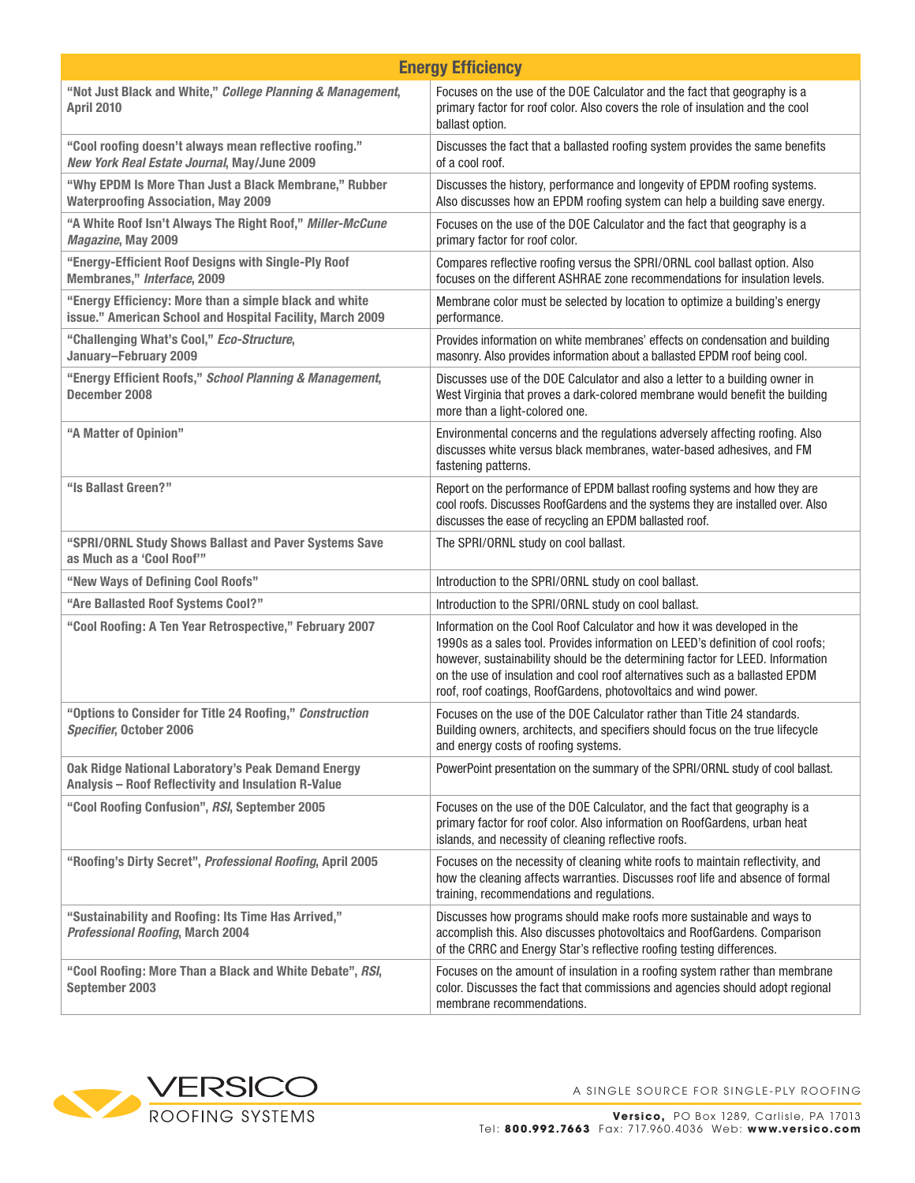| Energy Efficiency | |
|---|---|
| **"Not Just Black and White,"** ***College Planning & Management*****, April 2010** | Focuses on the use of the DOE Calculator and the fact that geography is a primary factor for roof color. Also covers the role of insulation and the cool ballast option. |
| **"Cool roofing doesn't always mean reflective roofing."** ***New York Real Estate Journal*****, May/June 2009** | Discusses the fact that a ballasted roofing system provides the same benefits of a cool roof. |
| **"Why EPDM Is More Than Just a Black Membrane," Rubber Waterproofing Association, May 2009** | Discusses the history, performance and longevity of EPDM roofing systems. Also discusses how an EPDM roofing system can help a building save energy. |
| **"A White Roof Isn't Always The Right Roof,"** ***Miller-McCune Magazine*****, May 2009** | Focuses on the use of the DOE Calculator and the fact that geography is a primary factor for roof color. |
| **"Energy-Efficient Roof Designs with Single-Ply Roof Membranes,"** ***Interface*****, 2009** | Compares reflective roofing versus the SPRI/ORNL cool ballast option. Also focuses on the different ASHRAE zone recommendations for insulation levels. |
| **"Energy Efficiency: More than a simple black and white issue." American School and Hospital Facility, March 2009** | Membrane color must be selected by location to optimize a building's energy performance. |
| **"Challenging What's Cool,"** ***Eco-Structure*****, January–February 2009** | Provides information on white membranes' effects on condensation and building masonry. Also provides information about a ballasted EPDM roof being cool. |
| **"Energy Efficient Roofs,"** ***School Planning & Management*****, December 2008** | Discusses use of the DOE Calculator and also a letter to a building owner in West Virginia that proves a dark-colored membrane would benefit the building more than a light-colored one. |
| **"A Matter of Opinion"** | Environmental concerns and the regulations adversely affecting roofing. Also discusses white versus black membranes, water-based adhesives, and FM fastening patterns. |
| **"Is Ballast Green?"** | Report on the performance of EPDM ballast roofing systems and how they are cool roofs. Discusses RoofGardens and the systems they are installed over. Also discusses the ease of recycling an EPDM ballasted roof. |
| **"SPRI/ORNL Study Shows Ballast and Paver Systems Save as Much as a 'Cool Roof'"** | The SPRI/ORNL study on cool ballast. |
| **"New Ways of Defining Cool Roofs"** | Introduction to the SPRI/ORNL study on cool ballast. |
| **"Are Ballasted Roof Systems Cool?"** | Introduction to the SPRI/ORNL study on cool ballast. |
| **"Cool Roofing: A Ten Year Retrospective," February 2007** | Information on the Cool Roof Calculator and how it was developed in the 1990s as a sales tool. Provides information on LEED's definition of cool roofs; however, sustainability should be the determining factor for LEED. Information on the use of insulation and cool roof alternatives such as a ballasted EPDM roof, roof coatings, RoofGardens, photovoltaics and wind power. |
| **"Options to Consider for Title 24 Roofing,"** ***Construction Specifier*****, October 2006** | Focuses on the use of the DOE Calculator rather than Title 24 standards. Building owners, architects, and specifiers should focus on the true lifecycle and energy costs of roofing systems. |
| **Oak Ridge National Laboratory's Peak Demand Energy Analysis – Roof Reflectivity and Insulation R-Value** | PowerPoint presentation on the summary of the SPRI/ORNL study of cool ballast. |
| **"Cool Roofing Confusion",** ***RSI*****, September 2005** | Focuses on the use of the DOE Calculator, and the fact that geography is a primary factor for roof color. Also information on RoofGardens, urban heat islands, and necessity of cleaning reflective roofs. |
| **"Roofing's Dirty Secret",** ***Professional Roofing*****, April 2005** | Focuses on the necessity of cleaning white roofs to maintain reflectivity, and how the cleaning affects warranties. Discusses roof life and absence of formal training, recommendations and regulations. |
| **"Sustainability and Roofing: Its Time Has Arrived,"** ***Professional Roofing*****, March 2004** | Discusses how programs should make roofs more sustainable and ways to accomplish this. Also discusses photovoltaics and RoofGardens. Comparison of the CRRC and Energy Star's reflective roofing testing differences. |
| **"Cool Roofing: More Than a Black and White Debate",** ***RSI*****, September 2003** | Focuses on the amount of insulation in a roofing system rather than membrane color. Discusses the fact that commissions and agencies should adopt regional membrane recommendations. |

VERSICO ROOFING SYSTEMS

A SINGLE SOURCE FOR SINGLE-PLY ROOFING

**Versico,** PO Box 1289, Carlisle, PA 17013
Tel: **800.992.7663** Fax: 717.960.4036 Web: **www.versico.com**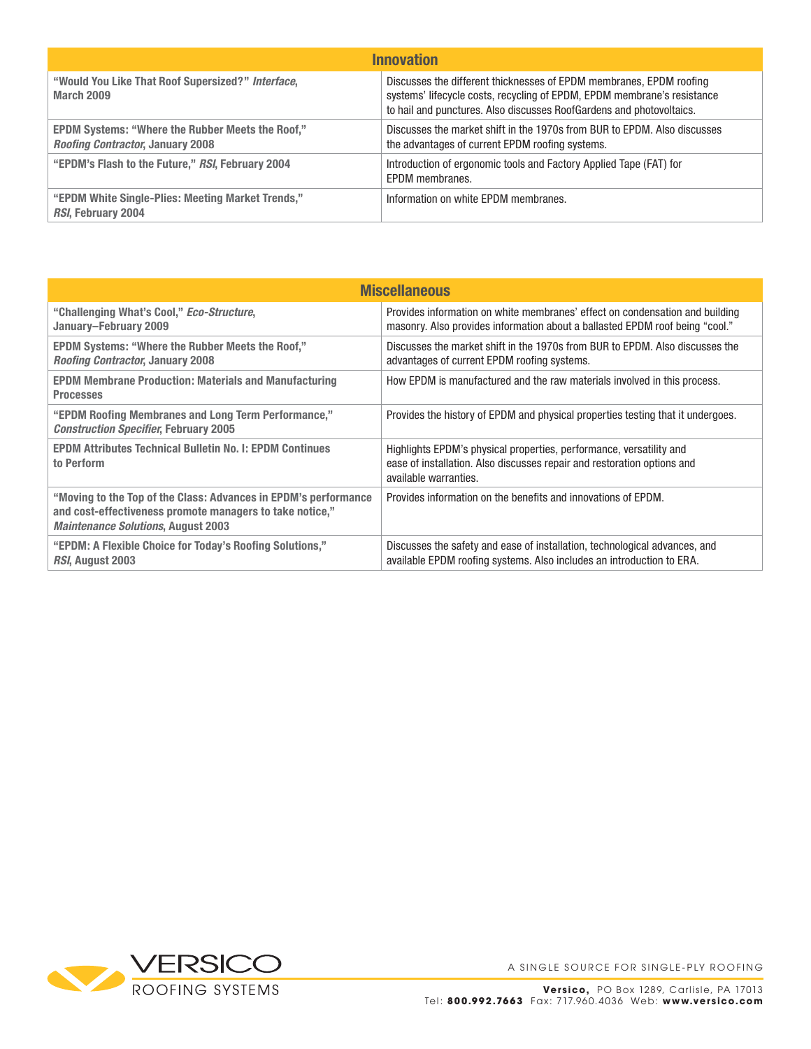| Innovation | |
|---|---|
| **"Would You Like That Roof Supersized?"** ***Interface*****, March 2009** | Discusses the different thicknesses of EPDM membranes, EPDM roofing systems' lifecycle costs, recycling of EPDM, EPDM membrane's resistance to hail and punctures. Also discusses RoofGardens and photovoltaics. |
| **EPDM Systems: "Where the Rubber Meets the Roof,"** ***Roofing Contractor*****, January 2008** | Discusses the market shift in the 1970s from BUR to EPDM. Also discusses the advantages of current EPDM roofing systems. |
| **"EPDM's Flash to the Future,"** ***RSI*****, February 2004** | Introduction of ergonomic tools and Factory Applied Tape (FAT) for EPDM membranes. |
| **"EPDM White Single-Plies: Meeting Market Trends,"** ***RSI*****, February 2004** | Information on white EPDM membranes. |

| Miscellaneous | |
|---|---|
| **"Challenging What's Cool,"** ***Eco-Structure*****, January–February 2009** | Provides information on white membranes' effect on condensation and building masonry. Also provides information about a ballasted EPDM roof being "cool." |
| **EPDM Systems: "Where the Rubber Meets the Roof,"** ***Roofing Contractor*****, January 2008** | Discusses the market shift in the 1970s from BUR to EPDM. Also discusses the advantages of current EPDM roofing systems. |
| **EPDM Membrane Production: Materials and Manufacturing Processes** | How EPDM is manufactured and the raw materials involved in this process. |
| **"EPDM Roofing Membranes and Long Term Performance,"** ***Construction Specifier*****, February 2005** | Provides the history of EPDM and physical properties testing that it undergoes. |
| **EPDM Attributes Technical Bulletin No. I: EPDM Continues to Perform** | Highlights EPDM's physical properties, performance, versatility and ease of installation. Also discusses repair and restoration options and available warranties. |
| **"Moving to the Top of the Class: Advances in EPDM's performance and cost-effectiveness promote managers to take notice,"** ***Maintenance Solutions*****, August 2003** | Provides information on the benefits and innovations of EPDM. |
| **"EPDM: A Flexible Choice for Today's Roofing Solutions,"** ***RSI*****, August 2003** | Discusses the safety and ease of installation, technological advances, and available EPDM roofing systems. Also includes an introduction to ERA. |

VERSICO ROOFING SYSTEMS

A SINGLE SOURCE FOR SINGLE-PLY ROOFING

**Versico,** PO Box 1289, Carlisle, PA 17013
Tel: **800.992.7663** Fax: 717.960.4036 Web: **www.versico.com**